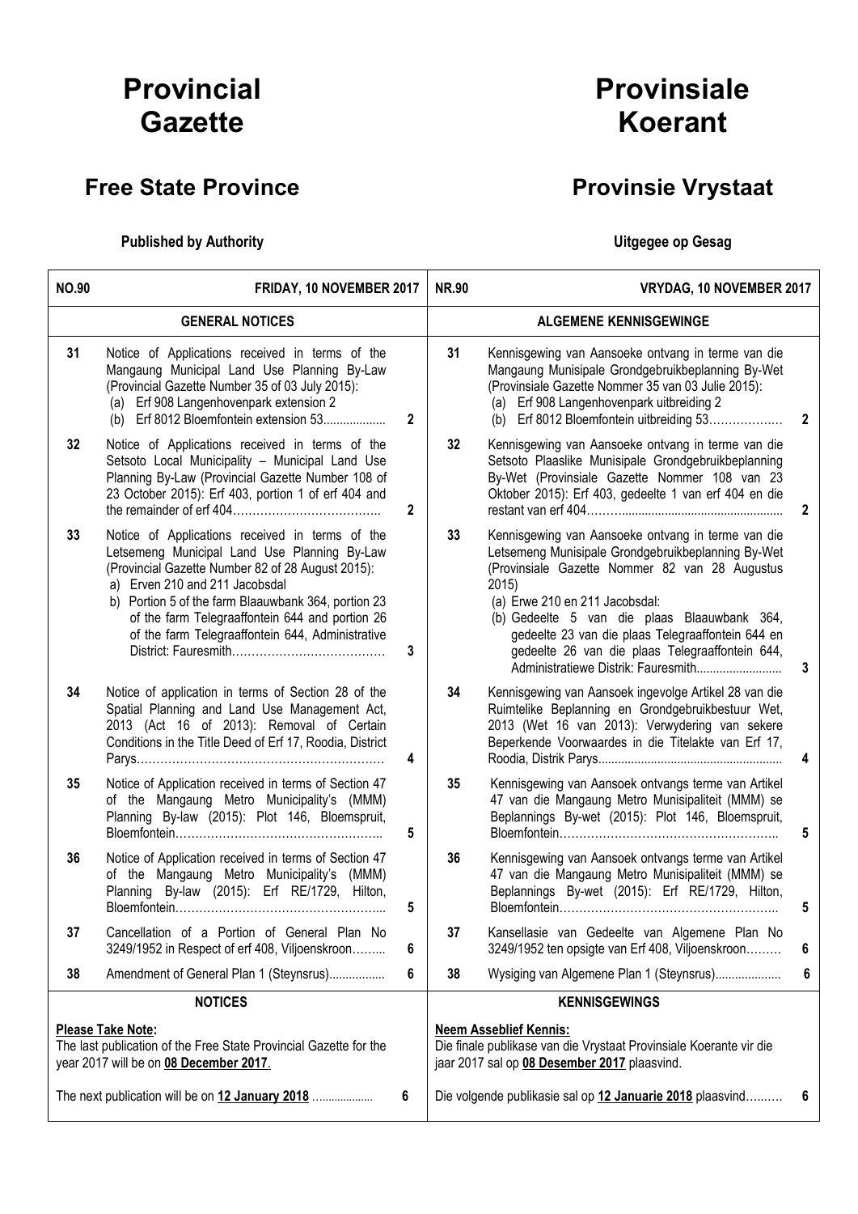# Provincial Gazette

## Free State Province

**Published by Authority**

# Provinsiale Koerant

## Provinsie Vrystaat

**Uitgegee op Gesag**

| NO.90 | FRIDAY, 10 NOVEMBER 2017 | | NR.90 | VRYDAG, 10 NOVEMBER 2017 | |
|---|---|---|---|---|---|
| | **GENERAL NOTICES** | | | **ALGEMENE KENNISGEWINGE** | |
| 31 | Notice of Applications received in terms of the Mangaung Municipal Land Use Planning By-Law (Provincial Gazette Number 35 of 03 July 2015): (a) Erf 908 Langenhovenpark extension 2 (b) Erf 8012 Bloemfontein extension 53.................. | 2 | 31 | Kennisgewing van Aansoeke ontvang in terme van die Mangaung Munisipale Grondgebruikbeplanning By-Wet (Provinsiale Gazette Nommer 35 van 03 Julie 2015): (a) Erf 908 Langenhovenpark uitbreiding 2 (b) Erf 8012 Bloemfontein uitbreiding 53………………. | 2 |
| 32 | Notice of Applications received in terms of the Setsoto Local Municipality – Municipal Land Use Planning By-Law (Provincial Gazette Number 108 of 23 October 2015): Erf 403, portion 1 of erf 404 and the remainder of erf 404……………………………….. | 2 | 32 | Kennisgewing van Aansoeke ontvang in terme van die Setsoto Plaaslike Munisipale Grondgebruikbeplanning By-Wet (Provinsiale Gazette Nommer 108 van 23 Oktober 2015): Erf 403, gedeelte 1 van erf 404 en die restant van erf 404……….............................................. | 2 |
| 33 | Notice of Applications received in terms of the Letsemeng Municipal Land Use Planning By-Law (Provincial Gazette Number 82 of 28 August 2015): a) Erven 210 and 211 Jacobsdal b) Portion 5 of the farm Blaauwbank 364, portion 23 of the farm Telegraaffontein 644 and portion 26 of the farm Telegraaffontein 644, Administrative District: Fauresmith………………………………… | 3 | 33 | Kennisgewing van Aansoeke ontvang in terme van die Letsemeng Munisipale Grondgebruikbeplanning By-Wet (Provinsiale Gazette Nommer 82 van 28 Augustus 2015) (a) Erwe 210 en 211 Jacobsdal: (b) Gedeelte 5 van die plaas Blaauwbank 364, gedeelte 23 van die plaas Telegraaffontein 644 en gedeelte 26 van die plaas Telegraaffontein 644, Administratiewe Distrik: Fauresmith......................... | 3 |
| 34 | Notice of application in terms of Section 28 of the Spatial Planning and Land Use Management Act, 2013 (Act 16 of 2013): Removal of Certain Conditions in the Title Deed of Erf 17, Roodia, District Parys……………………………………………………… | 4 | 34 | Kennisgewing van Aansoek ingevolge Artikel 28 van die Ruimtelike Beplanning en Grondgebruikbestuur Wet, 2013 (Wet 16 van 2013): Verwydering van sekere Beperkende Voorwaardes in die Titelakte van Erf 17, Roodia, Distrik Parys....................................................... | 4 |
| 35 | Notice of Application received in terms of Section 47 of the Mangaung Metro Municipality's (MMM) Planning By-law (2015): Plot 146, Bloemspruit, Bloemfontein…………………………………………….. | 5 | 35 | Kennisgewing van Aansoek ontvangs terme van Artikel 47 van die Mangaung Metro Munisipaliteit (MMM) se Beplannings By-wet (2015): Plot 146, Bloemspruit, Bloemfontein……………………………………………….. | 5 |
| 36 | Notice of Application received in terms of Section 47 of the Mangaung Metro Municipality's (MMM) Planning By-law (2015): Erf RE/1729, Hilton, Bloemfontein…………………………………………….. | 5 | 36 | Kennisgewing van Aansoek ontvangs terme van Artikel 47 van die Mangaung Metro Munisipaliteit (MMM) se Beplannings By-wet (2015): Erf RE/1729, Hilton, Bloemfontein……………………………………………….. | 5 |
| 37 | Cancellation of a Portion of General Plan No 3249/1952 in Respect of erf 408, Viljoenskroon…….. | 6 | 37 | Kansellasie van Gedeelte van Algemene Plan No 3249/1952 ten opsigte van Erf 408, Viljoenskroon……… | 6 |
| 38 | Amendment of General Plan 1 (Steynsrus)................ | 6 | 38 | Wysiging van Algemene Plan 1 (Steynsrus)................... | 6 |
| | **NOTICES** | | | **KENNISGEWINGS** | |
| | **Please Take Note:** The last publication of the Free State Provincial Gazette for the year 2017 will be on **08 December 2017**. The next publication will be on **12 January 2018** ................... | 6 | | **Neem Asseblief Kennis:** Die finale publikase van die Vrystaat Provinsiale Koerante vir die jaar 2017 sal op **08 Desember 2017** plaasvind. Die volgende publikasie sal op **12 Januarie 2018** plaasvind…..…. | 6 |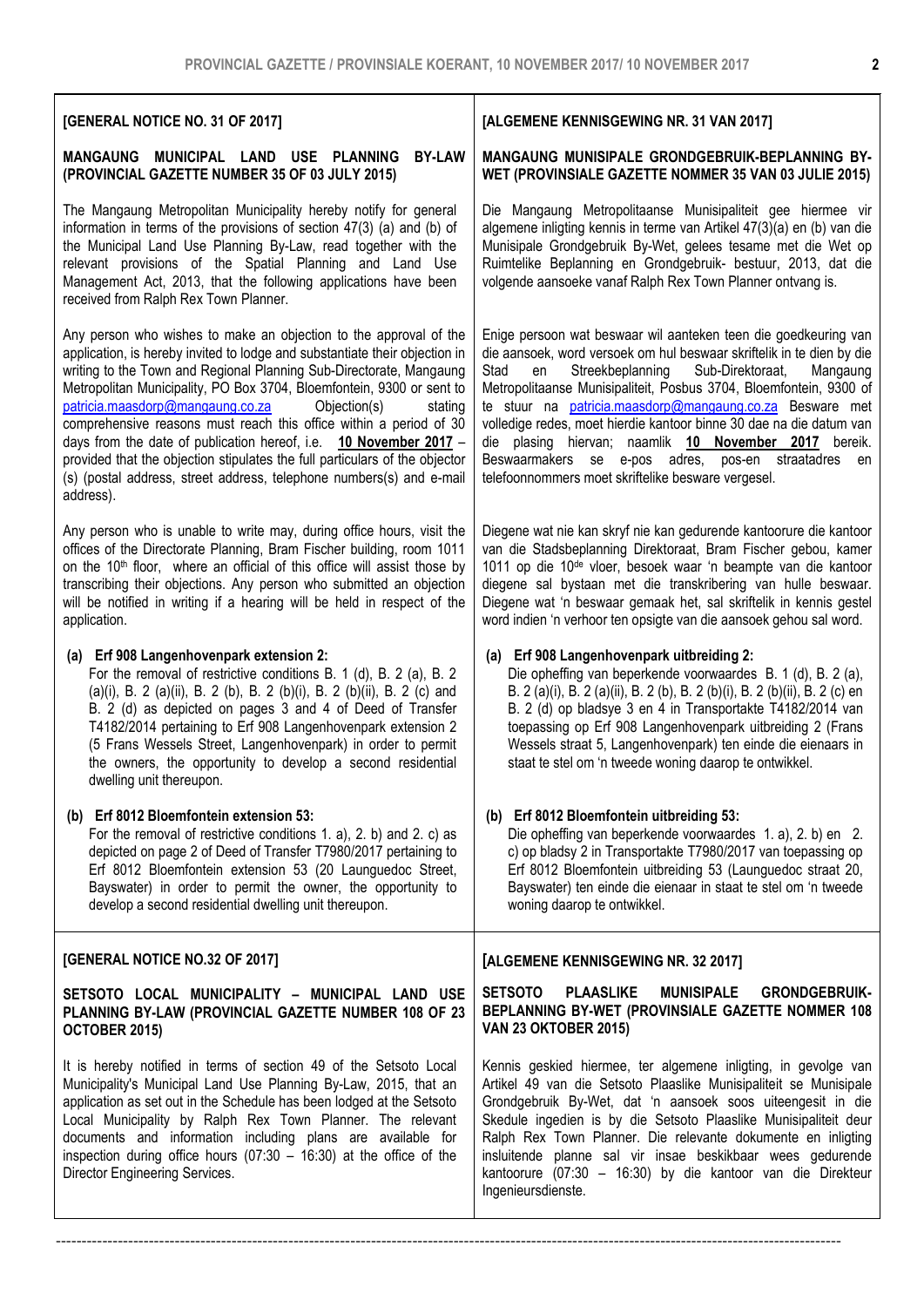**[GENERAL NOTICE NO. 31 OF 2017]**

**MANGAUNG MUNICIPAL LAND USE PLANNING BY-LAW (PROVINCIAL GAZETTE NUMBER 35 OF 03 JULY 2015)**

The Mangaung Metropolitan Municipality hereby notify for general information in terms of the provisions of section 47(3) (a) and (b) of the Municipal Land Use Planning By-Law, read together with the relevant provisions of the Spatial Planning and Land Use Management Act, 2013, that the following applications have been received from Ralph Rex Town Planner.

Any person who wishes to make an objection to the approval of the application, is hereby invited to lodge and substantiate their objection in writing to the Town and Regional Planning Sub-Directorate, Mangaung Metropolitan Municipality, PO Box 3704, Bloemfontein, 9300 or sent to patricia.maasdorp@mangaung.co.za Objection(s) stating comprehensive reasons must reach this office within a period of 30 days from the date of publication hereof, i.e. **10 November 2017** – provided that the objection stipulates the full particulars of the objector (s) (postal address, street address, telephone numbers(s) and e-mail address).

Any person who is unable to write may, during office hours, visit the offices of the Directorate Planning, Bram Fischer building, room 1011 on the 10th floor, where an official of this office will assist those by transcribing their objections. Any person who submitted an objection will be notified in writing if a hearing will be held in respect of the application.

**(a) Erf 908 Langenhovenpark extension 2:**
For the removal of restrictive conditions B. 1 (d), B. 2 (a), B. 2 (a)(i), B. 2 (a)(ii), B. 2 (b), B. 2 (b)(i), B. 2 (b)(ii), B. 2 (c) and B. 2 (d) as depicted on pages 3 and 4 of Deed of Transfer T4182/2014 pertaining to Erf 908 Langenhovenpark extension 2 (5 Frans Wessels Street, Langenhovenpark) in order to permit the owners, the opportunity to develop a second residential dwelling unit thereupon.

**(b) Erf 8012 Bloemfontein extension 53:**
For the removal of restrictive conditions 1. a), 2. b) and 2. c) as depicted on page 2 of Deed of Transfer T7980/2017 pertaining to Erf 8012 Bloemfontein extension 53 (20 Launguedoc Street, Bayswater) in order to permit the owner, the opportunity to develop a second residential dwelling unit thereupon.

**[ALGEMENE KENNISGEWING NR. 31 VAN 2017]**

**MANGAUNG MUNISIPALE GRONDGEBRUIK-BEPLANNING BY-WET (PROVINSIALE GAZETTE NOMMER 35 VAN 03 JULIE 2015)**

Die Mangaung Metropolitaanse Munisipaliteit gee hiermee vir algemene inligting kennis in terme van Artikel 47(3)(a) en (b) van die Munisipale Grondgebruik By-Wet, gelees tesame met die Wet op Ruimtelike Beplanning en Grondgebruik- bestuur, 2013, dat die volgende aansoeke vanaf Ralph Rex Town Planner ontvang is.

Enige persoon wat beswaar wil aanteken teen die goedkeuring van die aansoek, word versoek om hul beswaar skriftelik in te dien by die Stad en Streekbeplanning Sub-Direktoraat, Mangaung Metropolitaanse Munisipaliteit, Posbus 3704, Bloemfontein, 9300 of te stuur na patricia.maasdorp@mangaung.co.za Besware met volledige redes, moet hierdie kantoor binne 30 dae na die datum van die plasing hiervan; naamlik **10 November 2017** bereik. Beswaarmakers se e-pos adres, pos-en straatadres en telefoonnommers moet skriftelike besware vergesel.

Diegene wat nie kan skryf nie kan gedurende kantoorure die kantoor van die Stadsbeplanning Direktoraat, Bram Fischer gebou, kamer 1011 op die 10de vloer, besoek waar 'n beampte van die kantoor diegene sal bystaan met die transkribering van hulle beswaar. Diegene wat 'n beswaar gemaak het, sal skriftelik in kennis gestel word indien 'n verhoor ten opsigte van die aansoek gehou sal word.

**(a) Erf 908 Langenhovenpark uitbreiding 2:**
Die opheffing van beperkende voorwaardes B. 1 (d), B. 2 (a), B. 2 (a)(i), B. 2 (a)(ii), B. 2 (b), B. 2 (b)(i), B. 2 (b)(ii), B. 2 (c) en B. 2 (d) op bladsye 3 en 4 in Transportakte T4182/2014 van toepassing op Erf 908 Langenhovenpark uitbreiding 2 (Frans Wessels straat 5, Langenhovenpark) ten einde die eienaars in staat te stel om 'n tweede woning daarop te ontwikkel.

**(b) Erf 8012 Bloemfontein uitbreiding 53:**
Die opheffing van beperkende voorwaardes 1. a), 2. b) en 2. c) op bladsy 2 in Transportakte T7980/2017 van toepassing op Erf 8012 Bloemfontein uitbreiding 53 (Launguedoc straat 20, Bayswater) ten einde die eienaar in staat te stel om 'n tweede woning daarop te ontwikkel.

**[GENERAL NOTICE NO.32 OF 2017]**

**SETSOTO LOCAL MUNICIPALITY – MUNICIPAL LAND USE PLANNING BY-LAW (PROVINCIAL GAZETTE NUMBER 108 OF 23 OCTOBER 2015)**

It is hereby notified in terms of section 49 of the Setsoto Local Municipality's Municipal Land Use Planning By-Law, 2015, that an application as set out in the Schedule has been lodged at the Setsoto Local Municipality by Ralph Rex Town Planner. The relevant documents and information including plans are available for inspection during office hours (07:30 – 16:30) at the office of the Director Engineering Services.

**[ALGEMENE KENNISGEWING NR. 32 2017]**

**SETSOTO PLAASLIKE MUNISIPALE GRONDGEBRUIK-BEPLANNING BY-WET (PROVINSIALE GAZETTE NOMMER 108 VAN 23 OKTOBER 2015)**

Kennis geskied hiermee, ter algemene inligting, in gevolge van Artikel 49 van die Setsoto Plaaslike Munisipaliteit se Munisipale Grondgebruik By-Wet, dat 'n aansoek soos uiteengesit in die Skedule ingedien is by die Setsoto Plaaslike Munisipaliteit deur Ralph Rex Town Planner. Die relevante dokumente en inligting insluitende planne sal vir insae beskikbaar wees gedurende kantoorure (07:30 – 16:30) by die kantoor van die Direkteur Ingenieursdienste.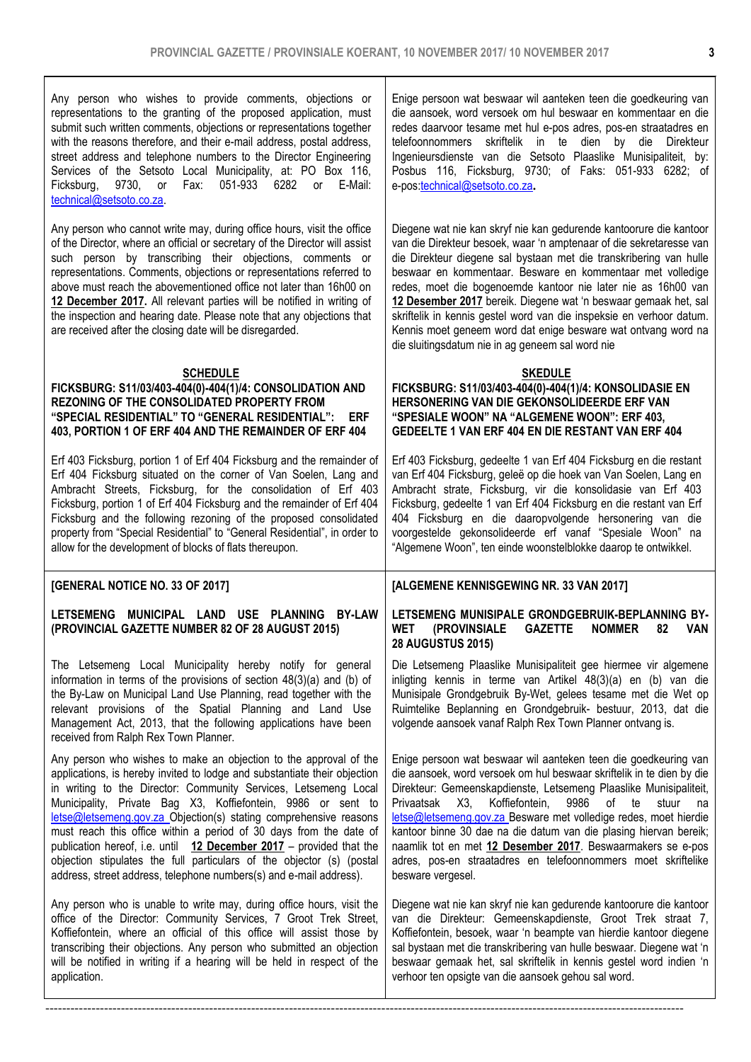Any person who wishes to provide comments, objections or representations to the granting of the proposed application, must submit such written comments, objections or representations together with the reasons therefore, and their e-mail address, postal address, street address and telephone numbers to the Director Engineering Services of the Setsoto Local Municipality, at: PO Box 116, Ficksburg, 9730, or Fax: 051-933 6282 or E-Mail: technical@setsoto.co.za.

Any person who cannot write may, during office hours, visit the office of the Director, where an official or secretary of the Director will assist such person by transcribing their objections, comments or representations. Comments, objections or representations referred to above must reach the abovementioned office not later than 16h00 on **12 December 2017.** All relevant parties will be notified in writing of the inspection and hearing date. Please note that any objections that are received after the closing date will be disregarded.

**SCHEDULE**

**FICKSBURG: S11/03/403-404(0)-404(1)/4: CONSOLIDATION AND REZONING OF THE CONSOLIDATED PROPERTY FROM "SPECIAL RESIDENTIAL" TO "GENERAL RESIDENTIAL": ERF 403, PORTION 1 OF ERF 404 AND THE REMAINDER OF ERF 404**

Erf 403 Ficksburg, portion 1 of Erf 404 Ficksburg and the remainder of Erf 404 Ficksburg situated on the corner of Van Soelen, Lang and Ambracht Streets, Ficksburg, for the consolidation of Erf 403 Ficksburg, portion 1 of Erf 404 Ficksburg and the remainder of Erf 404 Ficksburg and the following rezoning of the proposed consolidated property from "Special Residential" to "General Residential", in order to allow for the development of blocks of flats thereupon.

Enige persoon wat beswaar wil aanteken teen die goedkeuring van die aansoek, word versoek om hul beswaar en kommentaar en die redes daarvoor tesame met hul e-pos adres, pos-en straatadres en telefoonnommers skriftelik in te dien by die Direkteur Ingenieursdienste van die Setsoto Plaaslike Munisipaliteit, by: Posbus 116, Ficksburg, 9730; of Faks: 051-933 6282; of e-pos:technical@setsoto.co.za**.**

Diegene wat nie kan skryf nie kan gedurende kantoorure die kantoor van die Direkteur besoek, waar 'n amptenaar of die sekretaresse van die Direkteur diegene sal bystaan met die transkribering van hulle beswaar en kommentaar. Besware en kommentaar met volledige redes, moet die bogenoemde kantoor nie later nie as 16h00 van **12 Desember 2017** bereik. Diegene wat 'n beswaar gemaak het, sal skriftelik in kennis gestel word van die inspeksie en verhoor datum. Kennis moet geneem word dat enige besware wat ontvang word na die sluitingsdatum nie in ag geneem sal word nie

**SKEDULE**

**FICKSBURG: S11/03/403-404(0)-404(1)/4: KONSOLIDASIE EN HERSONERING VAN DIE GEKONSOLIDEERDE ERF VAN "SPESIALE WOON" NA "ALGEMENE WOON": ERF 403, GEDEELTE 1 VAN ERF 404 EN DIE RESTANT VAN ERF 404**

Erf 403 Ficksburg, gedeelte 1 van Erf 404 Ficksburg en die restant van Erf 404 Ficksburg, geleë op die hoek van Van Soelen, Lang en Ambracht strate, Ficksburg, vir die konsolidasie van Erf 403 Ficksburg, gedeelte 1 van Erf 404 Ficksburg en die restant van Erf 404 Ficksburg en die daaropvolgende hersonering van die voorgestelde gekonsolideerde erf vanaf "Spesiale Woon" na "Algemene Woon", ten einde woonstelblokke daarop te ontwikkel.

**[GENERAL NOTICE NO. 33 OF 2017]**

**LETSEMENG MUNICIPAL LAND USE PLANNING BY-LAW (PROVINCIAL GAZETTE NUMBER 82 OF 28 AUGUST 2015)**

The Letsemeng Local Municipality hereby notify for general information in terms of the provisions of section 48(3)(a) and (b) of the By-Law on Municipal Land Use Planning, read together with the relevant provisions of the Spatial Planning and Land Use Management Act, 2013, that the following applications have been received from Ralph Rex Town Planner.

Any person who wishes to make an objection to the approval of the applications, is hereby invited to lodge and substantiate their objection in writing to the Director: Community Services, Letsemeng Local Municipality, Private Bag X3, Koffiefontein, 9986 or sent to letse@letsemeng.gov.za Objection(s) stating comprehensive reasons must reach this office within a period of 30 days from the date of publication hereof, i.e. until **12 December 2017** – provided that the objection stipulates the full particulars of the objector (s) (postal address, street address, telephone numbers(s) and e-mail address).

Any person who is unable to write may, during office hours, visit the office of the Director: Community Services, 7 Groot Trek Street, Koffiefontein, where an official of this office will assist those by transcribing their objections. Any person who submitted an objection will be notified in writing if a hearing will be held in respect of the application.

**[ALGEMENE KENNISGEWING NR. 33 VAN 2017]**

**LETSEMENG MUNISIPALE GRONDGEBRUIK-BEPLANNING BY-WET (PROVINSIALE GAZETTE NOMMER 82 VAN 28 AUGUSTUS 2015)**

Die Letsemeng Plaaslike Munisipaliteit gee hiermee vir algemene inligting kennis in terme van Artikel 48(3)(a) en (b) van die Munisipale Grondgebruik By-Wet, gelees tesame met die Wet op Ruimtelike Beplanning en Grondgebruik- bestuur, 2013, dat die volgende aansoek vanaf Ralph Rex Town Planner ontvang is.

Enige persoon wat beswaar wil aanteken teen die goedkeuring van die aansoek, word versoek om hul beswaar skriftelik in te dien by die Direkteur: Gemeenskapdienste, Letsemeng Plaaslike Munisipaliteit, Privaatsak X3, Koffiefontein, 9986 of te stuur na letse@letsemeng.gov.za Besware met volledige redes, moet hierdie kantoor binne 30 dae na die datum van die plasing hiervan bereik; naamlik tot en met **12 Desember 2017**. Beswaarmakers se e-pos adres, pos-en straatadres en telefoonnommers moet skriftelike besware vergesel.

Diegene wat nie kan skryf nie kan gedurende kantoorure die kantoor van die Direkteur: Gemeenskapdienste, Groot Trek straat 7, Koffiefontein, besoek, waar 'n beampte van hierdie kantoor diegene sal bystaan met die transkribering van hulle beswaar. Diegene wat 'n beswaar gemaak het, sal skriftelik in kennis gestel word indien 'n verhoor ten opsigte van die aansoek gehou sal word.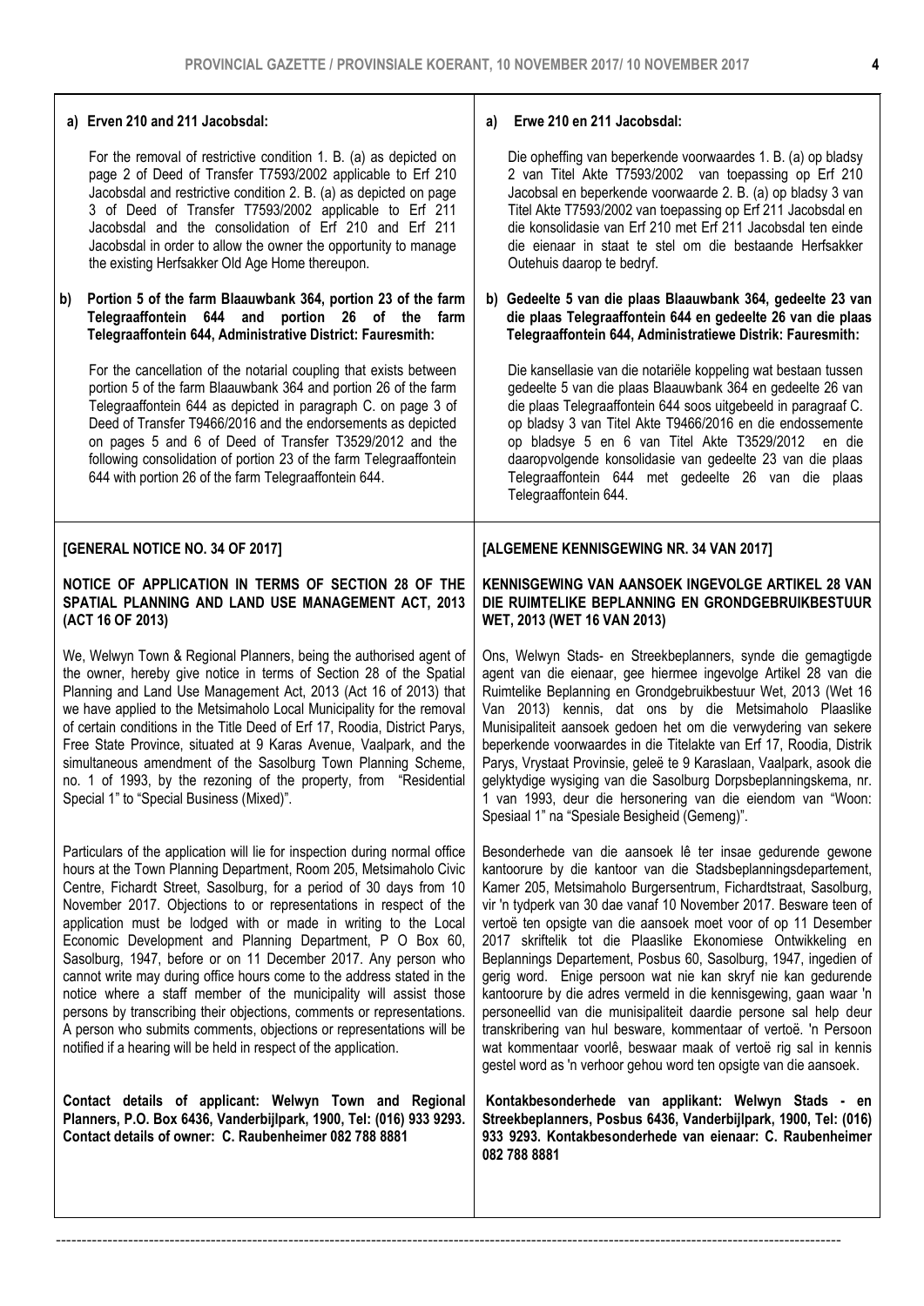**a) Erven 210 and 211 Jacobsdal:**

For the removal of restrictive condition 1. B. (a) as depicted on page 2 of Deed of Transfer T7593/2002 applicable to Erf 210 Jacobsdal and restrictive condition 2. B. (a) as depicted on page 3 of Deed of Transfer T7593/2002 applicable to Erf 211 Jacobsdal and the consolidation of Erf 210 and Erf 211 Jacobsdal in order to allow the owner the opportunity to manage the existing Herfsakker Old Age Home thereupon.

**b) Portion 5 of the farm Blaauwbank 364, portion 23 of the farm Telegraaffontein 644 and portion 26 of the farm Telegraaffontein 644, Administrative District: Fauresmith:**

For the cancellation of the notarial coupling that exists between portion 5 of the farm Blaauwbank 364 and portion 26 of the farm Telegraaffontein 644 as depicted in paragraph C. on page 3 of Deed of Transfer T9466/2016 and the endorsements as depicted on pages 5 and 6 of Deed of Transfer T3529/2012 and the following consolidation of portion 23 of the farm Telegraaffontein 644 with portion 26 of the farm Telegraaffontein 644.

**a) Erwe 210 en 211 Jacobsdal:**

Die opheffing van beperkende voorwaardes 1. B. (a) op bladsy 2 van Titel Akte T7593/2002 van toepassing op Erf 210 Jacobsal en beperkende voorwaarde 2. B. (a) op bladsy 3 van Titel Akte T7593/2002 van toepassing op Erf 211 Jacobsdal en die konsolidasie van Erf 210 met Erf 211 Jacobsdal ten einde die eienaar in staat te stel om die bestaande Herfsakker Outehuis daarop te bedryf.

**b) Gedeelte 5 van die plaas Blaauwbank 364, gedeelte 23 van die plaas Telegraaffontein 644 en gedeelte 26 van die plaas Telegraaffontein 644, Administratiewe Distrik: Fauresmith:**

Die kansellasie van die notariële koppeling wat bestaan tussen gedeelte 5 van die plaas Blaauwbank 364 en gedeelte 26 van die plaas Telegraaffontein 644 soos uitgebeeld in paragraaf C. op bladsy 3 van Titel Akte T9466/2016 en die endossemente op bladsye 5 en 6 van Titel Akte T3529/2012 en die daaropvolgende konsolidasie van gedeelte 23 van die plaas Telegraaffontein 644 met gedeelte 26 van die plaas Telegraaffontein 644.

**[GENERAL NOTICE NO. 34 OF 2017]**

**NOTICE OF APPLICATION IN TERMS OF SECTION 28 OF THE SPATIAL PLANNING AND LAND USE MANAGEMENT ACT, 2013 (ACT 16 OF 2013)**

We, Welwyn Town & Regional Planners, being the authorised agent of the owner, hereby give notice in terms of Section 28 of the Spatial Planning and Land Use Management Act, 2013 (Act 16 of 2013) that we have applied to the Metsimaholo Local Municipality for the removal of certain conditions in the Title Deed of Erf 17, Roodia, District Parys, Free State Province, situated at 9 Karas Avenue, Vaalpark, and the simultaneous amendment of the Sasolburg Town Planning Scheme, no. 1 of 1993, by the rezoning of the property, from "Residential Special 1" to "Special Business (Mixed)".

Particulars of the application will lie for inspection during normal office hours at the Town Planning Department, Room 205, Metsimaholo Civic Centre, Fichardt Street, Sasolburg, for a period of 30 days from 10 November 2017. Objections to or representations in respect of the application must be lodged with or made in writing to the Local Economic Development and Planning Department, P O Box 60, Sasolburg, 1947, before or on 11 December 2017. Any person who cannot write may during office hours come to the address stated in the notice where a staff member of the municipality will assist those persons by transcribing their objections, comments or representations. A person who submits comments, objections or representations will be notified if a hearing will be held in respect of the application.

**Contact details of applicant: Welwyn Town and Regional Planners, P.O. Box 6436, Vanderbijlpark, 1900, Tel: (016) 933 9293. Contact details of owner: C. Raubenheimer 082 788 8881**

**[ALGEMENE KENNISGEWING NR. 34 VAN 2017]**

**KENNISGEWING VAN AANSOEK INGEVOLGE ARTIKEL 28 VAN DIE RUIMTELIKE BEPLANNING EN GRONDGEBRUIKBESTUUR WET, 2013 (WET 16 VAN 2013)**

Ons, Welwyn Stads- en Streekbeplanners, synde die gemagtigde agent van die eienaar, gee hiermee ingevolge Artikel 28 van die Ruimtelike Beplanning en Grondgebruikbestuur Wet, 2013 (Wet 16 Van 2013) kennis, dat ons by die Metsimaholo Plaaslike Munisipaliteit aansoek gedoen het om die verwydering van sekere beperkende voorwaardes in die Titelakte van Erf 17, Roodia, Distrik Parys, Vrystaat Provinsie, geleë te 9 Karaslaan, Vaalpark, asook die gelyktydige wysiging van die Sasolburg Dorpsbeplanningskema, nr. 1 van 1993, deur die hersonering van die eiendom van "Woon: Spesiaal 1" na "Spesiale Besigheid (Gemeng)".

Besonderhede van die aansoek lê ter insae gedurende gewone kantoorure by die kantoor van die Stadsbeplanningsdepartement, Kamer 205, Metsimaholo Burgersentrum, Fichardtstraat, Sasolburg, vir 'n tydperk van 30 dae vanaf 10 November 2017. Besware teen of vertoë ten opsigte van die aansoek moet voor of op 11 Desember 2017 skriftelik tot die Plaaslike Ekonomiese Ontwikkeling en Beplannings Departement, Posbus 60, Sasolburg, 1947, ingedien of gerig word. Enige persoon wat nie kan skryf nie kan gedurende kantoorure by die adres vermeld in die kennisgewing, gaan waar 'n personeellid van die munisipaliteit daardie persone sal help deur transkribering van hul besware, kommentaar of vertoë. 'n Persoon wat kommentaar voorlê, beswaar maak of vertoë rig sal in kennis gestel word as 'n verhoor gehou word ten opsigte van die aansoek.

**Kontakbesonderhede van applikant: Welwyn Stads - en Streekbeplanners, Posbus 6436, Vanderbijlpark, 1900, Tel: (016) 933 9293. Kontakbesonderhede van eienaar: C. Raubenheimer 082 788 8881**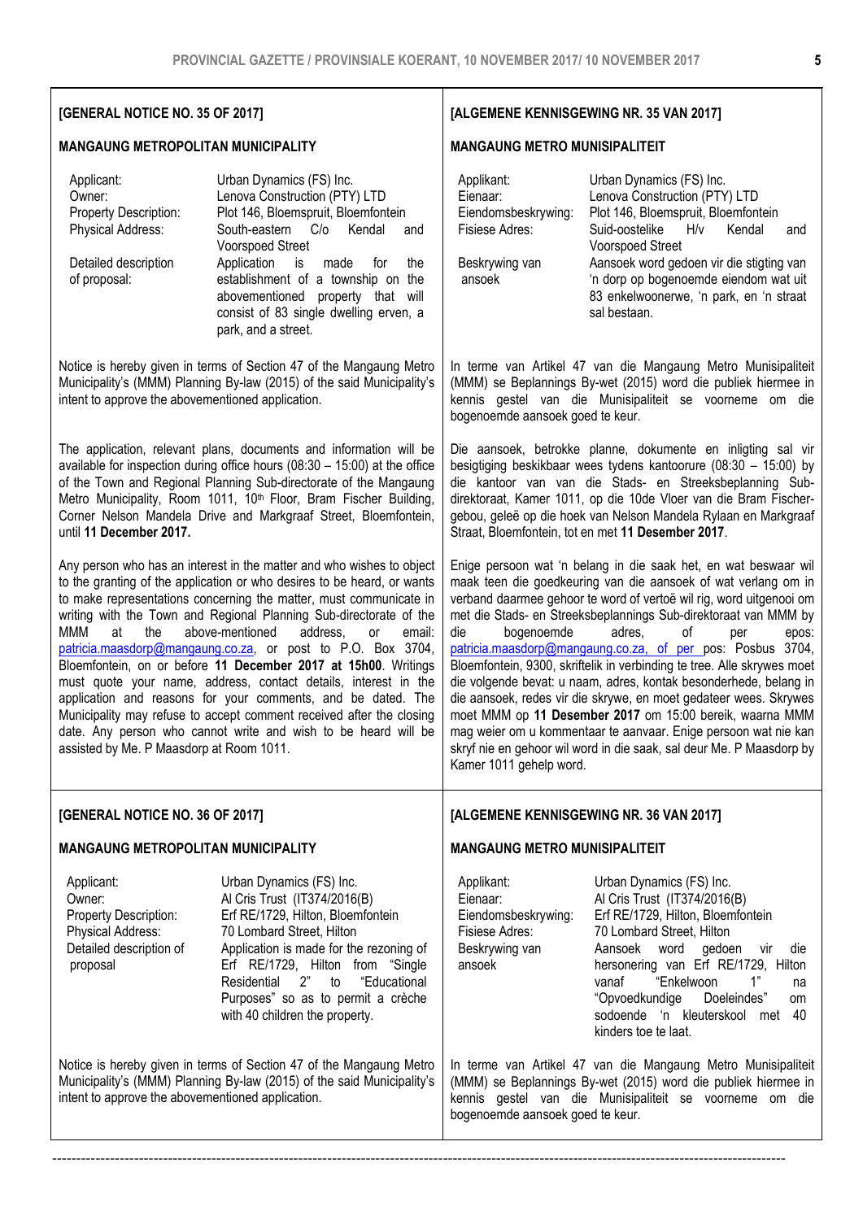## [GENERAL NOTICE NO. 35 OF 2017]

### MANGAUNG METROPOLITAN MUNICIPALITY

| | |
|---|---|
| Applicant: | Urban Dynamics (FS) Inc. |
| Owner: | Lenova Construction (PTY) LTD |
| Property Description: | Plot 146, Bloemspruit, Bloemfontein |
| Physical Address: | South-eastern C/o Kendal and Voorspoed Street |
| Detailed description of proposal: | Application is made for the establishment of a township on the abovementioned property that will consist of 83 single dwelling erven, a park, and a street. |

Notice is hereby given in terms of Section 47 of the Mangaung Metro Municipality's (MMM) Planning By-law (2015) of the said Municipality's intent to approve the abovementioned application.

The application, relevant plans, documents and information will be available for inspection during office hours (08:30 – 15:00) at the office of the Town and Regional Planning Sub-directorate of the Mangaung Metro Municipality, Room 1011, 10th Floor, Bram Fischer Building, Corner Nelson Mandela Drive and Markgraaf Street, Bloemfontein, until **11 December 2017.**

Any person who has an interest in the matter and who wishes to object to the granting of the application or who desires to be heard, or wants to make representations concerning the matter, must communicate in writing with the Town and Regional Planning Sub-directorate of the MMM at the above-mentioned address, or email: patricia.maasdorp@mangaung.co.za, or post to P.O. Box 3704, Bloemfontein, on or before **11 December 2017 at 15h00**. Writings must quote your name, address, contact details, interest in the application and reasons for your comments, and be dated. The Municipality may refuse to accept comment received after the closing date. Any person who cannot write and wish to be heard will be assisted by Me. P Maasdorp at Room 1011.

## [ALGEMENE KENNISGEWING NR. 35 VAN 2017]

### MANGAUNG METRO MUNISIPALITEIT

| | |
|---|---|
| Applikant: | Urban Dynamics (FS) Inc. |
| Eienaar: | Lenova Construction (PTY) LTD |
| Eiendomsbeskrywing: | Plot 146, Bloemspruit, Bloemfontein |
| Fisiese Adres: | Suid-oostelike H/v Kendal and Voorspoed Street |
| Beskrywing van ansoek | Aansoek word gedoen vir die stigting van 'n dorp op bogenoemde eiendom wat uit 83 enkelwoonerwe, 'n park, en 'n straat sal bestaan. |

In terme van Artikel 47 van die Mangaung Metro Munisipaliteit (MMM) se Beplannings By-wet (2015) word die publiek hiermee in kennis gestel van die Munisipaliteit se voorneme om die bogenoemde aansoek goed te keur.

Die aansoek, betrokke planne, dokumente en inligting sal vir besigtiging beskikbaar wees tydens kantoorure (08:30 – 15:00) by die kantoor van van die Stads- en Streeksbeplanning Sub-direktoraat, Kamer 1011, op die 10de Vloer van die Bram Fischer-gebou, geleë op die hoek van Nelson Mandela Rylaan en Markgraaf Straat, Bloemfontein, tot en met **11 Desember 2017**.

Enige persoon wat 'n belang in die saak het, en wat beswaar wil maak teen die goedkeuring van die aansoek of wat verlang om in verband daarmee gehoor te word of vertoë wil rig, word uitgenooi om met die Stads- en Streeksbeplannings Sub-direktoraat van MMM by die bogenoemde adres, of per epos: patricia.maasdorp@mangaung.co.za, of per pos: Posbus 3704, Bloemfontein, 9300, skriftelik in verbinding te tree. Alle skrywes moet die volgende bevat: u naam, adres, kontak besonderhede, belang in die aansoek, redes vir die skrywe, en moet gedateer wees. Skrywes moet MMM op **11 Desember 2017** om 15:00 bereik, waarna MMM mag weier om u kommentaar te aanvaar. Enige persoon wat nie kan skryf nie en gehoor wil word in die saak, sal deur Me. P Maasdorp by Kamer 1011 gehelp word.

## [GENERAL NOTICE NO. 36 OF 2017]

### MANGAUNG METROPOLITAN MUNICIPALITY

| | |
|---|---|
| Applicant: | Urban Dynamics (FS) Inc. |
| Owner: | Al Cris Trust (IT374/2016(B) |
| Property Description: | Erf RE/1729, Hilton, Bloemfontein |
| Physical Address: | 70 Lombard Street, Hilton |
| Detailed description of proposal | Application is made for the rezoning of Erf RE/1729, Hilton from "Single Residential 2" to "Educational Purposes" so as to permit a crèche with 40 children the property. |

Notice is hereby given in terms of Section 47 of the Mangaung Metro Municipality's (MMM) Planning By-law (2015) of the said Municipality's intent to approve the abovementioned application.

## [ALGEMENE KENNISGEWING NR. 36 VAN 2017]

### MANGAUNG METRO MUNISIPALITEIT

| | |
|---|---|
| Applikant: | Urban Dynamics (FS) Inc. |
| Eienaar: | Al Cris Trust (IT374/2016(B) |
| Eiendomsbeskrywing: | Erf RE/1729, Hilton, Bloemfontein |
| Fisiese Adres: | 70 Lombard Street, Hilton |
| Beskrywing van ansoek | Aansoek word gedoen vir die hersonering van Erf RE/1729, Hilton vanaf "Enkelwoon 1" na "Opvoedkundige Doeleindes" om sodoende 'n kleuterskool met 40 kinders toe te laat. |

In terme van Artikel 47 van die Mangaung Metro Munisipaliteit (MMM) se Beplannings By-wet (2015) word die publiek hiermee in kennis gestel van die Munisipaliteit se voorneme om die bogenoemde aansoek goed te keur.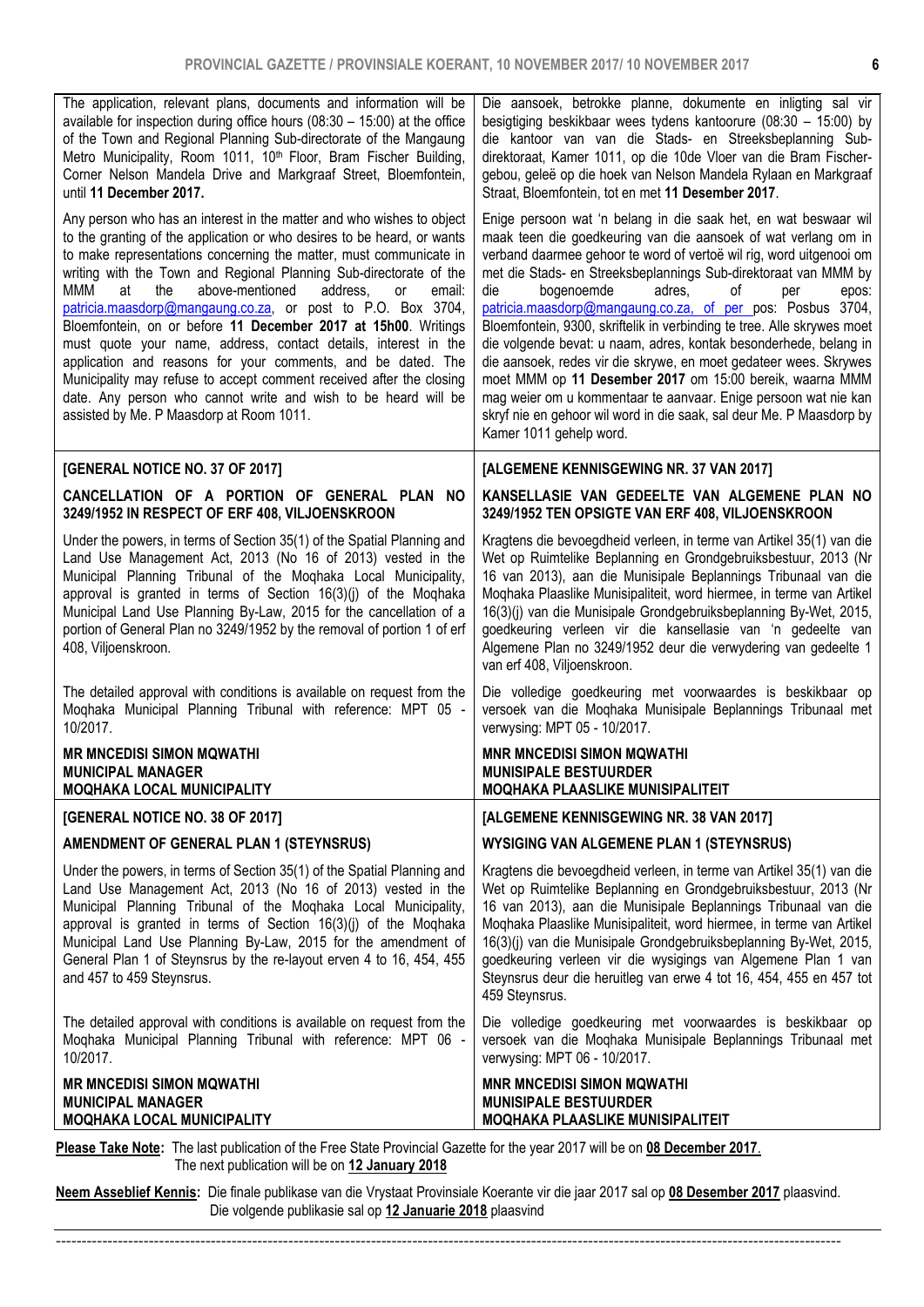The application, relevant plans, documents and information will be available for inspection during office hours (08:30 – 15:00) at the office of the Town and Regional Planning Sub-directorate of the Mangaung Metro Municipality, Room 1011, 10th Floor, Bram Fischer Building, Corner Nelson Mandela Drive and Markgraaf Street, Bloemfontein, until **11 December 2017.**

Any person who has an interest in the matter and who wishes to object to the granting of the application or who desires to be heard, or wants to make representations concerning the matter, must communicate in writing with the Town and Regional Planning Sub-directorate of the MMM at the above-mentioned address, or email: patricia.maasdorp@mangaung.co.za, or post to P.O. Box 3704, Bloemfontein, on or before **11 December 2017 at 15h00**. Writings must quote your name, address, contact details, interest in the application and reasons for your comments, and be dated. The Municipality may refuse to accept comment received after the closing date. Any person who cannot write and wish to be heard will be assisted by Me. P Maasdorp at Room 1011.

Die aansoek, betrokke planne, dokumente en inligting sal vir besigtiging beskikbaar wees tydens kantoorure (08:30 – 15:00) by die kantoor van van die Stads- en Streeksbeplanning Sub-direktoraat, Kamer 1011, op die 10de Vloer van die Bram Fischer-gebou, geleë op die hoek van Nelson Mandela Rylaan en Markgraaf Straat, Bloemfontein, tot en met **11 Desember 2017**.

Enige persoon wat 'n belang in die saak het, en wat beswaar wil maak teen die goedkeuring van die aansoek of wat verlang om in verband daarmee gehoor te word of vertoë wil rig, word uitgenooi om met die Stads- en Streeksbeplannings Sub-direktoraat van MMM by die bogenoemde adres, of per epos: patricia.maasdorp@mangaung.co.za, of per pos: Posbus 3704, Bloemfontein, 9300, skriftelik in verbinding te tree. Alle skrywes moet die volgende bevat: u naam, adres, kontak besonderhede, belang in die aansoek, redes vir die skrywe, en moet gedateer wees. Skrywes moet MMM op **11 Desember 2017** om 15:00 bereik, waarna MMM mag weier om u kommentaar te aanvaar. Enige persoon wat nie kan skryf nie en gehoor wil word in die saak, sal deur Me. P Maasdorp by Kamer 1011 gehelp word.

**[GENERAL NOTICE NO. 37 OF 2017]**

**CANCELLATION OF A PORTION OF GENERAL PLAN NO 3249/1952 IN RESPECT OF ERF 408, VILJOENSKROON**

Under the powers, in terms of Section 35(1) of the Spatial Planning and Land Use Management Act, 2013 (No 16 of 2013) vested in the Municipal Planning Tribunal of the Moqhaka Local Municipality, approval is granted in terms of Section 16(3)(j) of the Moqhaka Municipal Land Use Planning By-Law, 2015 for the cancellation of a portion of General Plan no 3249/1952 by the removal of portion 1 of erf 408, Viljoenskroon.

The detailed approval with conditions is available on request from the Moqhaka Municipal Planning Tribunal with reference: MPT 05 - 10/2017.

**MR MNCEDISI SIMON MQWATHI**
**MUNICIPAL MANAGER**
**MOQHAKA LOCAL MUNICIPALITY**

**[ALGEMENE KENNISGEWING NR. 37 VAN 2017]**

**KANSELLASIE VAN GEDEELTE VAN ALGEMENE PLAN NO 3249/1952 TEN OPSIGTE VAN ERF 408, VILJOENSKROON**

Kragtens die bevoegdheid verleen, in terme van Artikel 35(1) van die Wet op Ruimtelike Beplanning en Grondgebruiksbestuur, 2013 (Nr 16 van 2013), aan die Munisipale Beplannings Tribunaal van die Moqhaka Plaaslike Munisipaliteit, word hiermee, in terme van Artikel 16(3)(j) van die Munisipale Grondgebruiksbeplanning By-Wet, 2015, goedkeuring verleen vir die kansellasie van 'n gedeelte van Algemene Plan no 3249/1952 deur die verwydering van gedeelte 1 van erf 408, Viljoenskroon.

Die volledige goedkeuring met voorwaardes is beskikbaar op versoek van die Moqhaka Munisipale Beplannings Tribunaal met verwysing: MPT 05 - 10/2017.

**MNR MNCEDISI SIMON MQWATHI**
**MUNISIPALE BESTUURDER**
**MOQHAKA PLAASLIKE MUNISIPALITEIT**

**[GENERAL NOTICE NO. 38 OF 2017]**

**AMENDMENT OF GENERAL PLAN 1 (STEYNSRUS)**

Under the powers, in terms of Section 35(1) of the Spatial Planning and Land Use Management Act, 2013 (No 16 of 2013) vested in the Municipal Planning Tribunal of the Moqhaka Local Municipality, approval is granted in terms of Section 16(3)(j) of the Moqhaka Municipal Land Use Planning By-Law, 2015 for the amendment of General Plan 1 of Steynsrus by the re-layout erven 4 to 16, 454, 455 and 457 to 459 Steynsrus.

The detailed approval with conditions is available on request from the Moqhaka Municipal Planning Tribunal with reference: MPT 06 - 10/2017.

**MR MNCEDISI SIMON MQWATHI**
**MUNICIPAL MANAGER**
**MOQHAKA LOCAL MUNICIPALITY**

**[ALGEMENE KENNISGEWING NR. 38 VAN 2017]**

**WYSIGING VAN ALGEMENE PLAN 1 (STEYNSRUS)**

Kragtens die bevoegdheid verleen, in terme van Artikel 35(1) van die Wet op Ruimtelike Beplanning en Grondgebruiksbestuur, 2013 (Nr 16 van 2013), aan die Munisipale Beplannings Tribunaal van die Moqhaka Plaaslike Munisipaliteit, word hiermee, in terme van Artikel 16(3)(j) van die Munisipale Grondgebruiksbeplanning By-Wet, 2015, goedkeuring verleen vir die wysigings van Algemene Plan 1 van Steynsrus deur die heruitleg van erwe 4 tot 16, 454, 455 en 457 tot 459 Steynsrus.

Die volledige goedkeuring met voorwaardes is beskikbaar op versoek van die Moqhaka Munisipale Beplannings Tribunaal met verwysing: MPT 06 - 10/2017.

**MNR MNCEDISI SIMON MQWATHI**
**MUNISIPALE BESTUURDER**
**MOQHAKA PLAASLIKE MUNISIPALITEIT**

**Please Take Note:** The last publication of the Free State Provincial Gazette for the year 2017 will be on **08 December 2017.**
The next publication will be on **12 January 2018**

**Neem Asseblief Kennis:** Die finale publikase van die Vrystaat Provinsiale Koerante vir die jaar 2017 sal op **08 Desember 2017** plaasvind.
Die volgende publikasie sal op **12 Januarie 2018** plaasvind